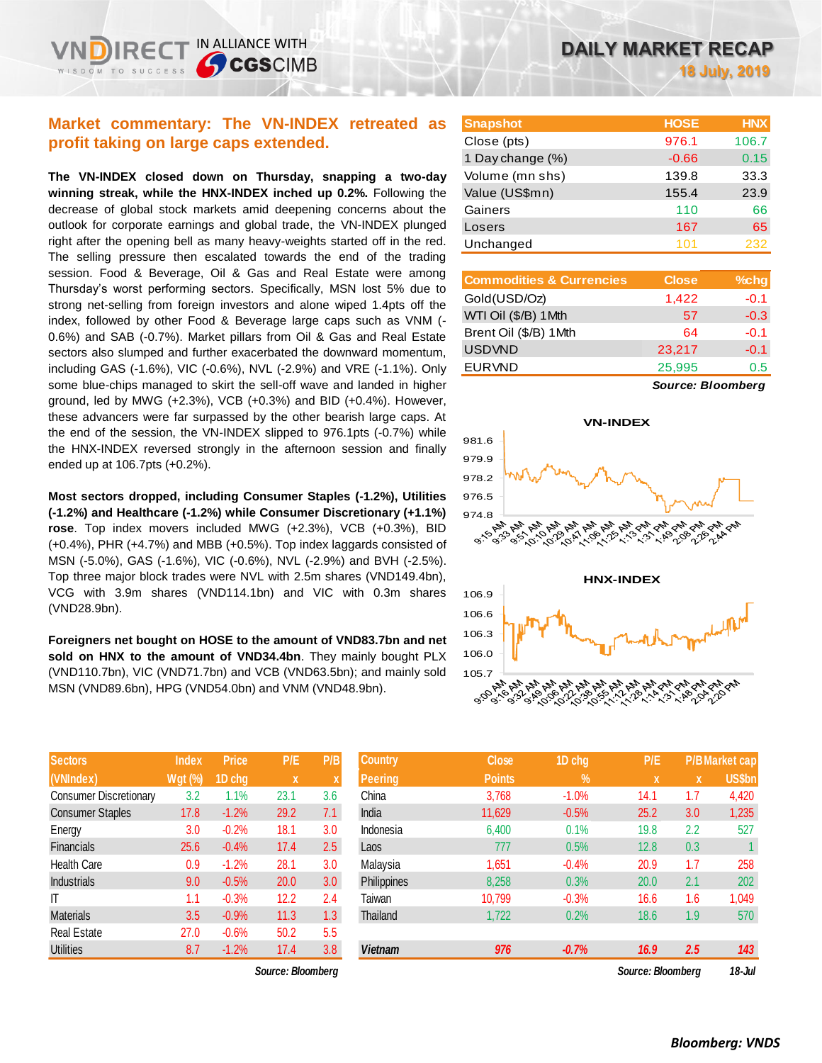# DAILY MARKET RECAP

18 July, 2019

## Market commentary: The VN-INDEX retreated as profit taking on large caps extended.

**The VN-INDEX closed down on Thursday, snapping a two-day winning streak, while the HNX-INDEX inched up 0.2%.** Following the decrease of global stock markets amid deepening concerns about the outlook for corporate earnings and global trade, the VN-INDEX plunged right after the opening bell as many heavy-weights started off in the red. The selling pressure then escalated towards the end of the trading session. Food & Beverage, Oil & Gas and Real Estate were among Thursday's worst performing sectors. Specifically, MSN lost 5% due to strong net-selling from foreign investors and alone wiped 1.4pts off the index, followed by other Food & Beverage large caps such as VNM (-0.6%) and SAB (-0.7%). Market pillars from Oil & Gas and Real Estate sectors also slumped and further exacerbated the downward momentum, including GAS (-1.6%), VIC (-0.6%), NVL (-2.9%) and VRE (-1.1%). Only some blue-chips managed to skirt the sell-off wave and landed in higher ground, led by MWG (+2.3%), VCB (+0.3%) and BID (+0.4%). However, these advancers were far surpassed by the other bearish large caps. At the end of the session, the VN-INDEX slipped to 976.1pts (-0.7%) while the HNX-INDEX reversed strongly in the afternoon session and finally ended up at 106.7pts (+0.2%).

**Most sectors dropped, including Consumer Staples (-1.2%), Utilities (-1.2%) and Healthcare (-1.2%) while Consumer Discretionary (+1.1%) rose**. Top index movers included MWG (+2.3%), VCB (+0.3%), BID (+0.4%), PHR (+4.7%) and MBB (+0.5%). Top index laggards consisted of MSN (-5.0%), GAS (-1.6%), VIC (-0.6%), NVL (-2.9%) and BVH (-2.5%). Top three major block trades were NVL with 2.5m shares (VND149.4bn), VCG with 3.9m shares (VND114.1bn) and VIC with 0.3m shares (VND28.9bn).

**Foreigners net bought on HOSE to the amount of VND83.7bn and net sold on HNX to the amount of VND34.4bn**. They mainly bought PLX (VND110.7bn), VIC (VND71.7bn) and VCB (VND63.5bn); and mainly sold MSN (VND89.6bn), HPG (VND54.0bn) and VNM (VND48.9bn).

| Snapshot | HOSE | HNX |
|---|---|---|
| Close (pts) | 976.1 | 106.7 |
| 1 Day change (%) | -0.66 | 0.15 |
| Volume (mn shs) | 139.8 | 33.3 |
| Value (US$mn) | 155.4 | 23.9 |
| Gainers | 110 | 66 |
| Losers | 167 | 65 |
| Unchanged | 101 | 232 |

| Commodities & Currencies | Close | %chg |
|---|---|---|
| Gold(USD/Oz) | 1,422 | -0.1 |
| WTI Oil ($/B) 1Mth | 57 | -0.3 |
| Brent Oil ($/B) 1Mth | 64 | -0.1 |
| USDVND | 23,217 | -0.1 |
| EURVND | 25,995 | 0.5 |

*Source: Bloomberg*

VN-INDEX

HNX-INDEX

| Sectors (VNIndex) | Index Wgt (%) | Price 1D chg | P/E x | P/B x |
|---|---|---|---|---|
| Consumer Discretionary | 3.2 | 1.1% | 23.1 | 3.6 |
| Consumer Staples | 17.8 | -1.2% | 29.2 | 7.1 |
| Energy | 3.0 | -0.2% | 18.1 | 3.0 |
| Financials | 25.6 | -0.4% | 17.4 | 2.5 |
| Health Care | 0.9 | -1.2% | 28.1 | 3.0 |
| Industrials | 9.0 | -0.5% | 20.0 | 3.0 |
| IT | 1.1 | -0.3% | 12.2 | 2.4 |
| Materials | 3.5 | -0.9% | 11.3 | 1.3 |
| Real Estate | 27.0 | -0.6% | 50.2 | 5.5 |
| Utilities | 8.7 | -1.2% | 17.4 | 3.8 |

*Source: Bloomberg*

| Country Peering | Close Points | 1D chg % | P/E x | P/B x | Market cap US$bn |
|---|---|---|---|---|---|
| China | 3,768 | -1.0% | 14.1 | 1.7 | 4,420 |
| India | 11,629 | -0.5% | 25.2 | 3.0 | 1,235 |
| Indonesia | 6,400 | 0.1% | 19.8 | 2.2 | 527 |
| Laos | 777 | 0.5% | 12.8 | 0.3 | 1 |
| Malaysia | 1,651 | -0.4% | 20.9 | 1.7 | 258 |
| Philippines | 8,258 | 0.3% | 20.0 | 2.1 | 202 |
| Taiwan | 10,799 | -0.3% | 16.6 | 1.6 | 1,049 |
| Thailand | 1,722 | 0.2% | 18.6 | 1.9 | 570 |
| ***Vietnam*** | ***976*** | ***-0.7%*** | ***16.9*** | ***2.5*** | ***143*** |

*Source: Bloomberg* *18-Jul*

***Bloomberg: VNDS***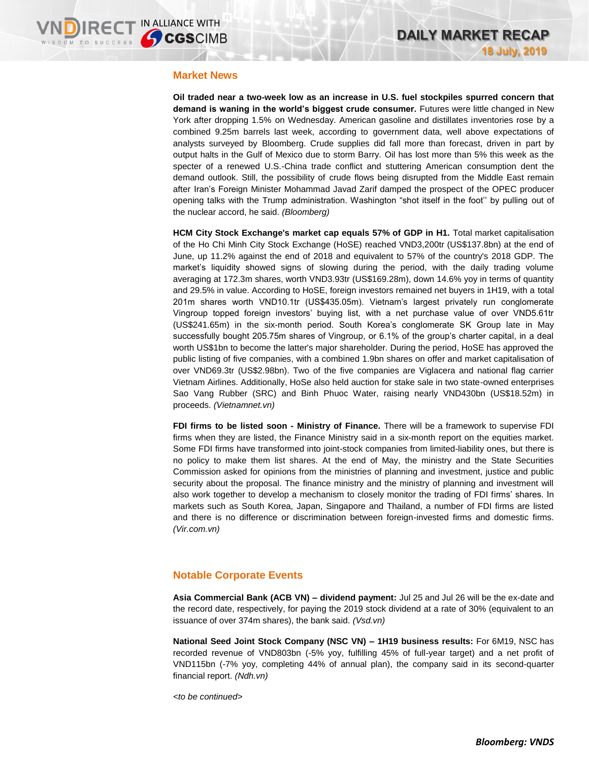## Market News

**Oil traded near a two-week low as an increase in U.S. fuel stockpiles spurred concern that demand is waning in the world's biggest crude consumer.** Futures were little changed in New York after dropping 1.5% on Wednesday. American gasoline and distillates inventories rose by a combined 9.25m barrels last week, according to government data, well above expectations of analysts surveyed by Bloomberg. Crude supplies did fall more than forecast, driven in part by output halts in the Gulf of Mexico due to storm Barry. Oil has lost more than 5% this week as the specter of a renewed U.S.-China trade conflict and stuttering American consumption dent the demand outlook. Still, the possibility of crude flows being disrupted from the Middle East remain after Iran's Foreign Minister Mohammad Javad Zarif damped the prospect of the OPEC producer opening talks with the Trump administration. Washington "shot itself in the foot'' by pulling out of the nuclear accord, he said. *(Bloomberg)*

**HCM City Stock Exchange's market cap equals 57% of GDP in H1.** Total market capitalisation of the Ho Chi Minh City Stock Exchange (HoSE) reached VND3,200tr (US$137.8bn) at the end of June, up 11.2% against the end of 2018 and equivalent to 57% of the country's 2018 GDP. The market's liquidity showed signs of slowing during the period, with the daily trading volume averaging at 172.3m shares, worth VND3.93tr (US$169.28m), down 14.6% yoy in terms of quantity and 29.5% in value. According to HoSE, foreign investors remained net buyers in 1H19, with a total 201m shares worth VND10.1tr (US$435.05m). Vietnam's largest privately run conglomerate Vingroup topped foreign investors' buying list, with a net purchase value of over VND5.61tr (US$241.65m) in the six-month period. South Korea's conglomerate SK Group late in May successfully bought 205.75m shares of Vingroup, or 6.1% of the group's charter capital, in a deal worth US$1bn to become the latter's major shareholder. During the period, HoSE has approved the public listing of five companies, with a combined 1.9bn shares on offer and market capitalisation of over VND69.3tr (US$2.98bn). Two of the five companies are Viglacera and national flag carrier Vietnam Airlines. Additionally, HoSe also held auction for stake sale in two state-owned enterprises Sao Vang Rubber (SRC) and Binh Phuoc Water, raising nearly VND430bn (US$18.52m) in proceeds. *(Vietnamnet.vn)*

**FDI firms to be listed soon - Ministry of Finance.** There will be a framework to supervise FDI firms when they are listed, the Finance Ministry said in a six-month report on the equities market. Some FDI firms have transformed into joint-stock companies from limited-liability ones, but there is no policy to make them list shares. At the end of May, the ministry and the State Securities Commission asked for opinions from the ministries of planning and investment, justice and public security about the proposal. The finance ministry and the ministry of planning and investment will also work together to develop a mechanism to closely monitor the trading of FDI firms' shares. In markets such as South Korea, Japan, Singapore and Thailand, a number of FDI firms are listed and there is no difference or discrimination between foreign-invested firms and domestic firms. *(Vir.com.vn)*

## Notable Corporate Events

**Asia Commercial Bank (ACB VN) – dividend payment:** Jul 25 and Jul 26 will be the ex-date and the record date, respectively, for paying the 2019 stock dividend at a rate of 30% (equivalent to an issuance of over 374m shares), the bank said. *(Vsd.vn)*

**National Seed Joint Stock Company (NSC VN) – 1H19 business results:** For 6M19, NSC has recorded revenue of VND803bn (-5% yoy, fulfilling 45% of full-year target) and a net profit of VND115bn (-7% yoy, completing 44% of annual plan), the company said in its second-quarter financial report. *(Ndh.vn)*

*<to be continued>*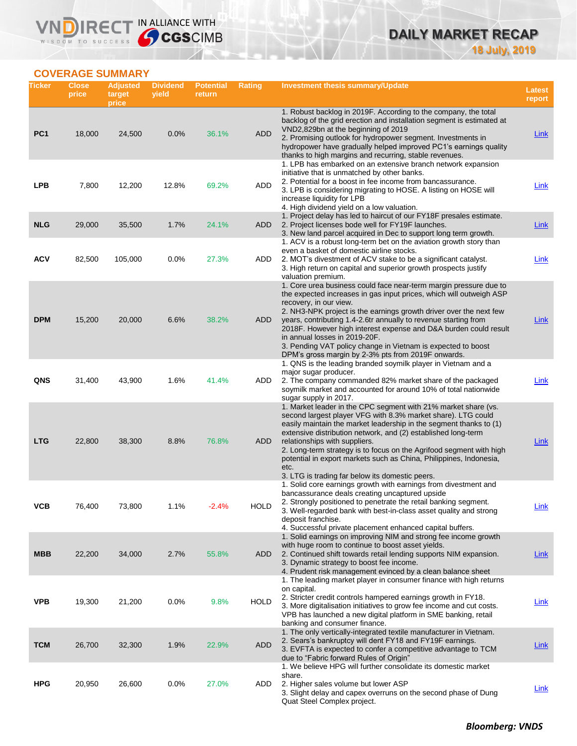## COVERAGE SUMMARY

| Ticker | Close price | Adjusted target price | Dividend yield | Potential return | Rating | Investment thesis summary/Update | Latest report |
|---|---|---|---|---|---|---|---|
| **PC1** | 18,000 | 24,500 | 0.0% | 36.1% | ADD | 1. Robust backlog in 2019F. According to the company, the total backlog of the grid erection and installation segment is estimated at VND2,829bn at the beginning of 2019<br>2. Promising outlook for hydropower segment. Investments in hydropower have gradually helped improved PC1's earnings quality thanks to high margins and recurring, stable revenues. | Link |
| **LPB** | 7,800 | 12,200 | 12.8% | 69.2% | ADD | 1. LPB has embarked on an extensive branch network expansion initiative that is unmatched by other banks.<br>2. Potential for a boost in fee income from bancassurance.<br>3. LPB is considering migrating to HOSE. A listing on HOSE will increase liquidity for LPB<br>4. High dividend yield on a low valuation. | Link |
| **NLG** | 29,000 | 35,500 | 1.7% | 24.1% | ADD | 1. Project delay has led to haircut of our FY18F presales estimate.<br>2. Project licenses bode well for FY19F launches.<br>3. New land parcel acquired in Dec to support long term growth. | Link |
| **ACV** | 82,500 | 105,000 | 0.0% | 27.3% | ADD | 1. ACV is a robust long-term bet on the aviation growth story than even a basket of domestic airline stocks.<br>2. MOT's divestment of ACV stake to be a significant catalyst.<br>3. High return on capital and superior growth prospects justify valuation premium. | Link |
| **DPM** | 15,200 | 20,000 | 6.6% | 38.2% | ADD | 1. Core urea business could face near-term margin pressure due to the expected increases in gas input prices, which will outweigh ASP recovery, in our view.<br>2. NH3-NPK project is the earnings growth driver over the next few years, contributing 1.4-2.6tr annually to revenue starting from 2018F. However high interest expense and D&A burden could result in annual losses in 2019-20F.<br>3. Pending VAT policy change in Vietnam is expected to boost DPM's gross margin by 2-3% pts from 2019F onwards. | Link |
| **QNS** | 31,400 | 43,900 | 1.6% | 41.4% | ADD | 1. QNS is the leading branded soymilk player in Vietnam and a major sugar producer.<br>2. The company commanded 82% market share of the packaged soymilk market and accounted for around 10% of total nationwide sugar supply in 2017. | Link |
| **LTG** | 22,800 | 38,300 | 8.8% | 76.8% | ADD | 1. Market leader in the CPC segment with 21% market share (vs. second largest player VFG with 8.3% market share). LTG could easily maintain the market leadership in the segment thanks to (1) extensive distribution network, and (2) established long-term relationships with suppliers.<br>2. Long-term strategy is to focus on the Agrifood segment with high potential in export markets such as China, Philippines, Indonesia, etc.<br>3. LTG is trading far below its domestic peers. | Link |
| **VCB** | 76,400 | 73,800 | 1.1% | -2.4% | HOLD | 1. Solid core earnings growth with earnings from divestment and bancassurance deals creating uncaptured upside<br>2. Strongly positioned to penetrate the retail banking segment.<br>3. Well-regarded bank with best-in-class asset quality and strong deposit franchise.<br>4. Successful private placement enhanced capital buffers. | Link |
| **MBB** | 22,200 | 34,000 | 2.7% | 55.8% | ADD | 1. Solid earnings on improving NIM and strong fee income growth with huge room to continue to boost asset yields.<br>2. Continued shift towards retail lending supports NIM expansion.<br>3. Dynamic strategy to boost fee income.<br>4. Prudent risk management evinced by a clean balance sheet | Link |
| **VPB** | 19,300 | 21,200 | 0.0% | 9.8% | HOLD | 1. The leading market player in consumer finance with high returns on capital.<br>2. Stricter credit controls hampered earnings growth in FY18.<br>3. More digitalisation initiatives to grow fee income and cut costs. VPB has launched a new digital platform in SME banking, retail banking and consumer finance. | Link |
| **TCM** | 26,700 | 32,300 | 1.9% | 22.9% | ADD | 1. The only vertically-integrated textile manufacturer in Vietnam.<br>2. Sears's bankruptcy will dent FY18 and FY19F earnings.<br>3. EVFTA is expected to confer a competitive advantage to TCM due to "Fabric forward Rules of Origin" | Link |
| **HPG** | 20,950 | 26,600 | 0.0% | 27.0% | ADD | 1. We believe HPG will further consolidate its domestic market share.<br>2. Higher sales volume but lower ASP<br>3. Slight delay and capex overruns on the second phase of Dung Quat Steel Complex project. | Link |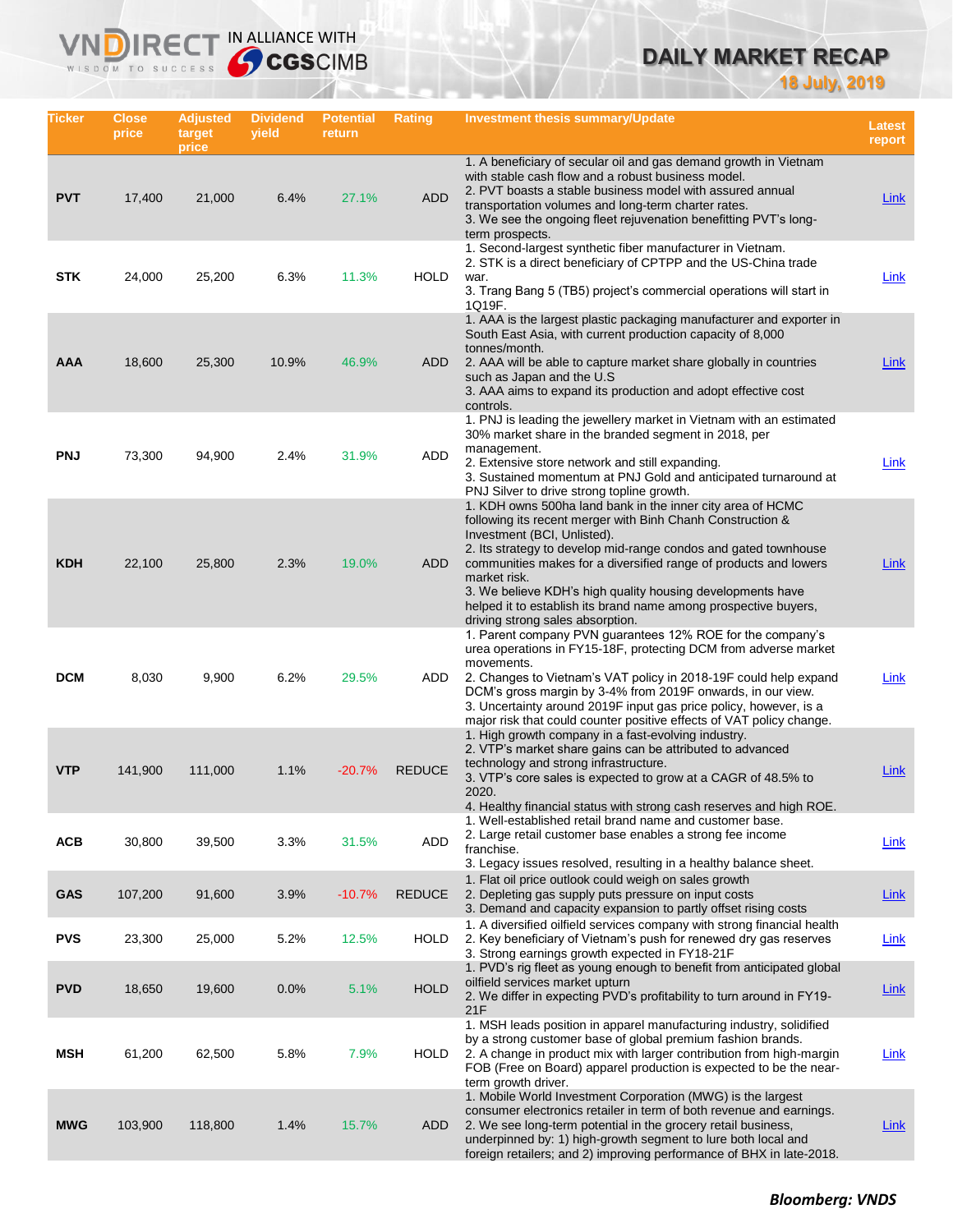# DAILY MARKET RECAP

18 July, 2019

| Ticker | Close price | Adjusted target price | Dividend yield | Potential return | Rating | Investment thesis summary/Update | Latest report |
|---|---|---|---|---|---|---|---|
| PVT | 17,400 | 21,000 | 6.4% | 27.1% | ADD | 1. A beneficiary of secular oil and gas demand growth in Vietnam with stable cash flow and a robust business model. 2. PVT boasts a stable business model with assured annual transportation volumes and long-term charter rates. 3. We see the ongoing fleet rejuvenation benefitting PVT's long-term prospects. | Link |
| STK | 24,000 | 25,200 | 6.3% | 11.3% | HOLD | 1. Second-largest synthetic fiber manufacturer in Vietnam. 2. STK is a direct beneficiary of CPTPP and the US-China trade war. 3. Trang Bang 5 (TB5) project's commercial operations will start in 1Q19F. | Link |
| AAA | 18,600 | 25,300 | 10.9% | 46.9% | ADD | 1. AAA is the largest plastic packaging manufacturer and exporter in South East Asia, with current production capacity of 8,000 tonnes/month. 2. AAA will be able to capture market share globally in countries such as Japan and the U.S 3. AAA aims to expand its production and adopt effective cost controls. | Link |
| PNJ | 73,300 | 94,900 | 2.4% | 31.9% | ADD | 1. PNJ is leading the jewellery market in Vietnam with an estimated 30% market share in the branded segment in 2018, per management. 2. Extensive store network and still expanding. 3. Sustained momentum at PNJ Gold and anticipated turnaround at PNJ Silver to drive strong topline growth. | Link |
| KDH | 22,100 | 25,800 | 2.3% | 19.0% | ADD | 1. KDH owns 500ha land bank in the inner city area of HCMC following its recent merger with Binh Chanh Construction & Investment (BCI, Unlisted). 2. Its strategy to develop mid-range condos and gated townhouse communities makes for a diversified range of products and lowers market risk. 3. We believe KDH's high quality housing developments have helped it to establish its brand name among prospective buyers, driving strong sales absorption. | Link |
| DCM | 8,030 | 9,900 | 6.2% | 29.5% | ADD | 1. Parent company PVN guarantees 12% ROE for the company's urea operations in FY15-18F, protecting DCM from adverse market movements. 2. Changes to Vietnam's VAT policy in 2018-19F could help expand DCM's gross margin by 3-4% from 2019F onwards, in our view. 3. Uncertainty around 2019F input gas price policy, however, is a major risk that could counter positive effects of VAT policy change. | Link |
| VTP | 141,900 | 111,000 | 1.1% | -20.7% | REDUCE | 1. High growth company in a fast-evolving industry. 2. VTP's market share gains can be attributed to advanced technology and strong infrastructure. 3. VTP's core sales is expected to grow at a CAGR of 48.5% to 2020. 4. Healthy financial status with strong cash reserves and high ROE. | Link |
| ACB | 30,800 | 39,500 | 3.3% | 31.5% | ADD | 1. Well-established retail brand name and customer base. 2. Large retail customer base enables a strong fee income franchise. 3. Legacy issues resolved, resulting in a healthy balance sheet. | Link |
| GAS | 107,200 | 91,600 | 3.9% | -10.7% | REDUCE | 1. Flat oil price outlook could weigh on sales growth 2. Depleting gas supply puts pressure on input costs 3. Demand and capacity expansion to partly offset rising costs | Link |
| PVS | 23,300 | 25,000 | 5.2% | 12.5% | HOLD | 1. A diversified oilfield services company with strong financial health 2. Key beneficiary of Vietnam's push for renewed dry gas reserves 3. Strong earnings growth expected in FY18-21F | Link |
| PVD | 18,650 | 19,600 | 0.0% | 5.1% | HOLD | 1. PVD's rig fleet as young enough to benefit from anticipated global oilfield services market upturn 2. We differ in expecting PVD's profitability to turn around in FY19-21F | Link |
| MSH | 61,200 | 62,500 | 5.8% | 7.9% | HOLD | 1. MSH leads position in apparel manufacturing industry, solidified by a strong customer base of global premium fashion brands. 2. A change in product mix with larger contribution from high-margin FOB (Free on Board) apparel production is expected to be the near-term growth driver. | Link |
| MWG | 103,900 | 118,800 | 1.4% | 15.7% | ADD | 1. Mobile World Investment Corporation (MWG) is the largest consumer electronics retailer in term of both revenue and earnings. 2. We see long-term potential in the grocery retail business, underpinned by: 1) high-growth segment to lure both local and foreign retailers; and 2) improving performance of BHX in late-2018. | Link |

**Bloomberg: VNDS**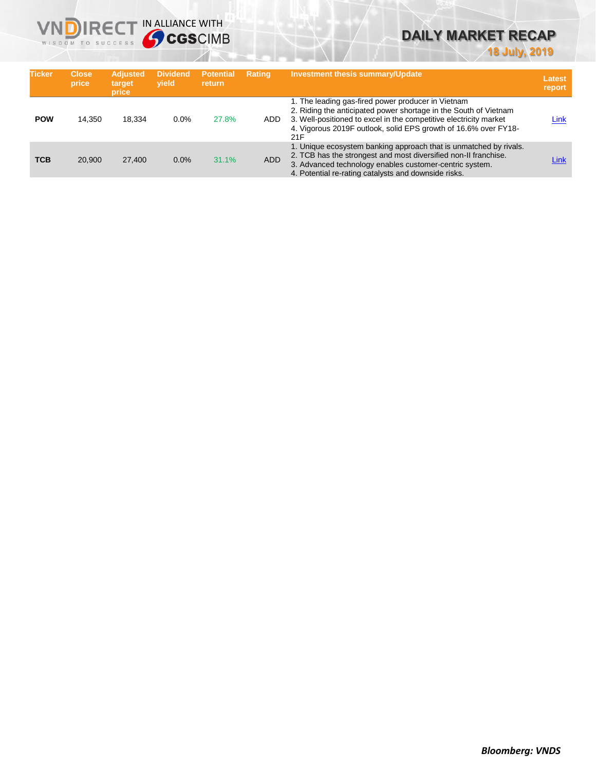# DAILY MARKET RECAP

**18 July, 2019**

| Ticker | Close price | Adjusted target price | Dividend yield | Potential return | Rating | Investment thesis summary/Update | Latest report |
|---|---|---|---|---|---|---|---|
| **POW** | 14,350 | 18,334 | 0.0% | 27.8% | ADD | 1. The leading gas-fired power producer in Vietnam<br>2. Riding the anticipated power shortage in the South of Vietnam<br>3. Well-positioned to excel in the competitive electricity market<br>4. Vigorous 2019F outlook, solid EPS growth of 16.6% over FY18-21F | Link |
| **TCB** | 20,900 | 27,400 | 0.0% | 31.1% | ADD | 1. Unique ecosystem banking approach that is unmatched by rivals.<br>2. TCB has the strongest and most diversified non-II franchise.<br>3. Advanced technology enables customer-centric system.<br>4. Potential re-rating catalysts and downside risks. | Link |

***Bloomberg: VNDS***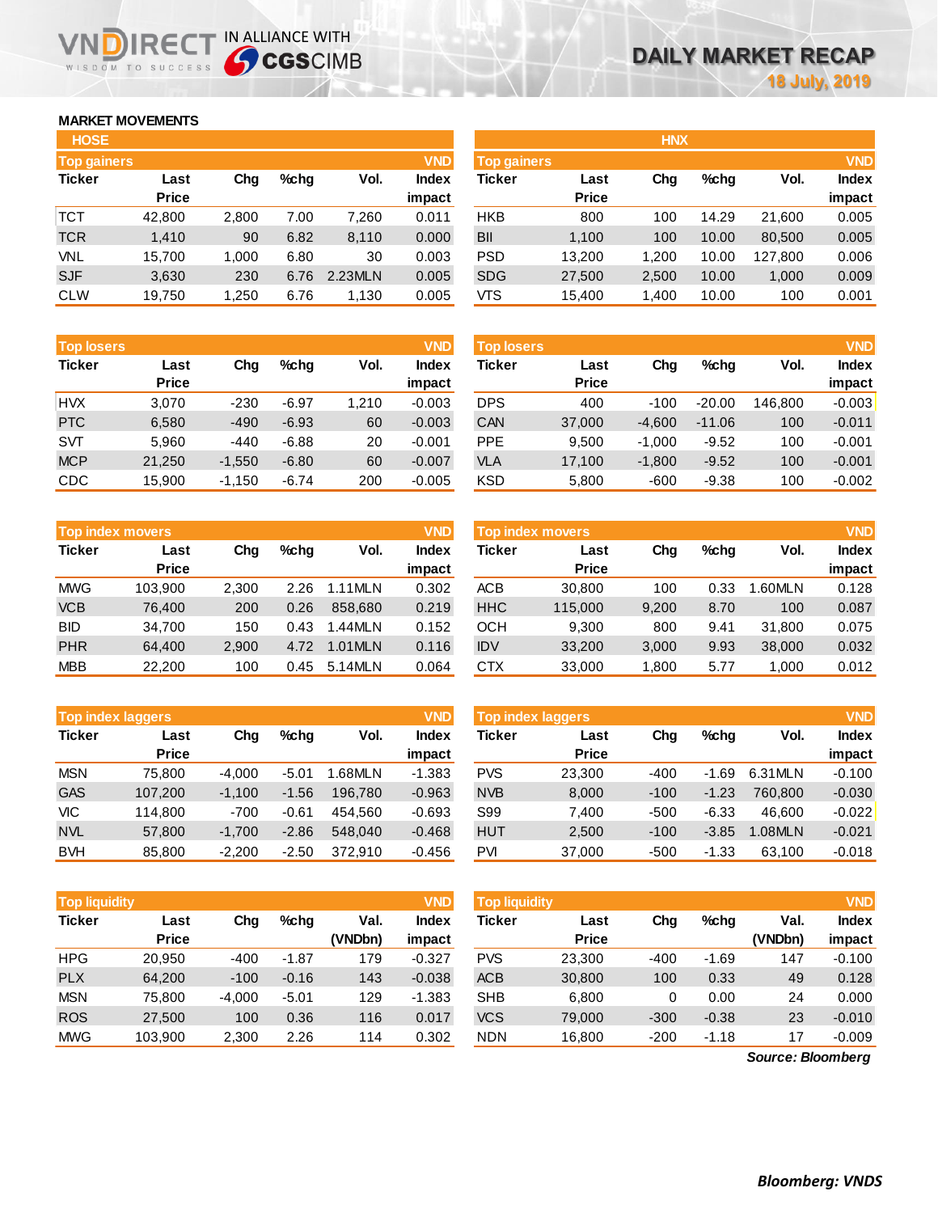# DAILY MARKET RECAP

18 July, 2019

## MARKET MOVEMENTS

### HOSE

**Top gainers** (VND)

| Ticker | Last Price | Chg | %chg | Vol. | Index impact |
|---|---|---|---|---|---|
| TCT | 42,800 | 2,800 | 7.00 | 7,260 | 0.011 |
| TCR | 1,410 | 90 | 6.82 | 8,110 | 0.000 |
| VNL | 15,700 | 1,000 | 6.80 | 30 | 0.003 |
| SJF | 3,630 | 230 | 6.76 | 2.23MLN | 0.005 |
| CLW | 19,750 | 1,250 | 6.76 | 1,130 | 0.005 |

**Top losers** (VND)

| Ticker | Last Price | Chg | %chg | Vol. | Index impact |
|---|---|---|---|---|---|
| HVX | 3,070 | -230 | -6.97 | 1,210 | -0.003 |
| PTC | 6,580 | -490 | -6.93 | 60 | -0.003 |
| SVT | 5,960 | -440 | -6.88 | 20 | -0.001 |
| MCP | 21,250 | -1,550 | -6.80 | 60 | -0.007 |
| CDC | 15,900 | -1,150 | -6.74 | 200 | -0.005 |

**Top index movers** (VND)

| Ticker | Last Price | Chg | %chg | Vol. | Index impact |
|---|---|---|---|---|---|
| MWG | 103,900 | 2,300 | 2.26 | 1.11MLN | 0.302 |
| VCB | 76,400 | 200 | 0.26 | 858,680 | 0.219 |
| BID | 34,700 | 150 | 0.43 | 1.44MLN | 0.152 |
| PHR | 64,400 | 2,900 | 4.72 | 1.01MLN | 0.116 |
| MBB | 22,200 | 100 | 0.45 | 5.14MLN | 0.064 |

**Top index laggers** (VND)

| Ticker | Last Price | Chg | %chg | Vol. | Index impact |
|---|---|---|---|---|---|
| MSN | 75,800 | -4,000 | -5.01 | 1.68MLN | -1.383 |
| GAS | 107,200 | -1,100 | -1.56 | 196,780 | -0.963 |
| VIC | 114,800 | -700 | -0.61 | 454,560 | -0.693 |
| NVL | 57,800 | -1,700 | -2.86 | 548,040 | -0.468 |
| BVH | 85,800 | -2,200 | -2.50 | 372,910 | -0.456 |

**Top liquidity** (VND)

| Ticker | Last Price | Chg | %chg | Val. (VNDbn) | Index impact |
|---|---|---|---|---|---|
| HPG | 20,950 | -400 | -1.87 | 179 | -0.327 |
| PLX | 64,200 | -100 | -0.16 | 143 | -0.038 |
| MSN | 75,800 | -4,000 | -5.01 | 129 | -1.383 |
| ROS | 27,500 | 100 | 0.36 | 116 | 0.017 |
| MWG | 103,900 | 2,300 | 2.26 | 114 | 0.302 |

### HNX

**Top gainers** (VND)

| Ticker | Last Price | Chg | %chg | Vol. | Index impact |
|---|---|---|---|---|---|
| HKB | 800 | 100 | 14.29 | 21,600 | 0.005 |
| BII | 1,100 | 100 | 10.00 | 80,500 | 0.005 |
| PSD | 13,200 | 1,200 | 10.00 | 127,800 | 0.006 |
| SDG | 27,500 | 2,500 | 10.00 | 1,000 | 0.009 |
| VTS | 15,400 | 1,400 | 10.00 | 100 | 0.001 |

**Top losers** (VND)

| Ticker | Last Price | Chg | %chg | Vol. | Index impact |
|---|---|---|---|---|---|
| DPS | 400 | -100 | -20.00 | 146,800 | -0.003 |
| CAN | 37,000 | -4,600 | -11.06 | 100 | -0.011 |
| PPE | 9,500 | -1,000 | -9.52 | 100 | -0.001 |
| VLA | 17,100 | -1,800 | -9.52 | 100 | -0.001 |
| KSD | 5,800 | -600 | -9.38 | 100 | -0.002 |

**Top index movers** (VND)

| Ticker | Last Price | Chg | %chg | Vol. | Index impact |
|---|---|---|---|---|---|
| ACB | 30,800 | 100 | 0.33 | 1.60MLN | 0.128 |
| HHC | 115,000 | 9,200 | 8.70 | 100 | 0.087 |
| OCH | 9,300 | 800 | 9.41 | 31,800 | 0.075 |
| IDV | 33,200 | 3,000 | 9.93 | 38,000 | 0.032 |
| CTX | 33,000 | 1,800 | 5.77 | 1,000 | 0.012 |

**Top index laggers** (VND)

| Ticker | Last Price | Chg | %chg | Vol. | Index impact |
|---|---|---|---|---|---|
| PVS | 23,300 | -400 | -1.69 | 6.31MLN | -0.100 |
| NVB | 8,000 | -100 | -1.23 | 760,800 | -0.030 |
| S99 | 7,400 | -500 | -6.33 | 46,600 | -0.022 |
| HUT | 2,500 | -100 | -3.85 | 1.08MLN | -0.021 |
| PVI | 37,000 | -500 | -1.33 | 63,100 | -0.018 |

**Top liquidity** (VND)

| Ticker | Last Price | Chg | %chg | Val. (VNDbn) | Index impact |
|---|---|---|---|---|---|
| PVS | 23,300 | -400 | -1.69 | 147 | -0.100 |
| ACB | 30,800 | 100 | 0.33 | 49 | 0.128 |
| SHB | 6,800 | 0 | 0.00 | 24 | 0.000 |
| VCS | 79,000 | -300 | -0.38 | 23 | -0.010 |
| NDN | 16,800 | -200 | -1.18 | 17 | -0.009 |

*Source: Bloomberg*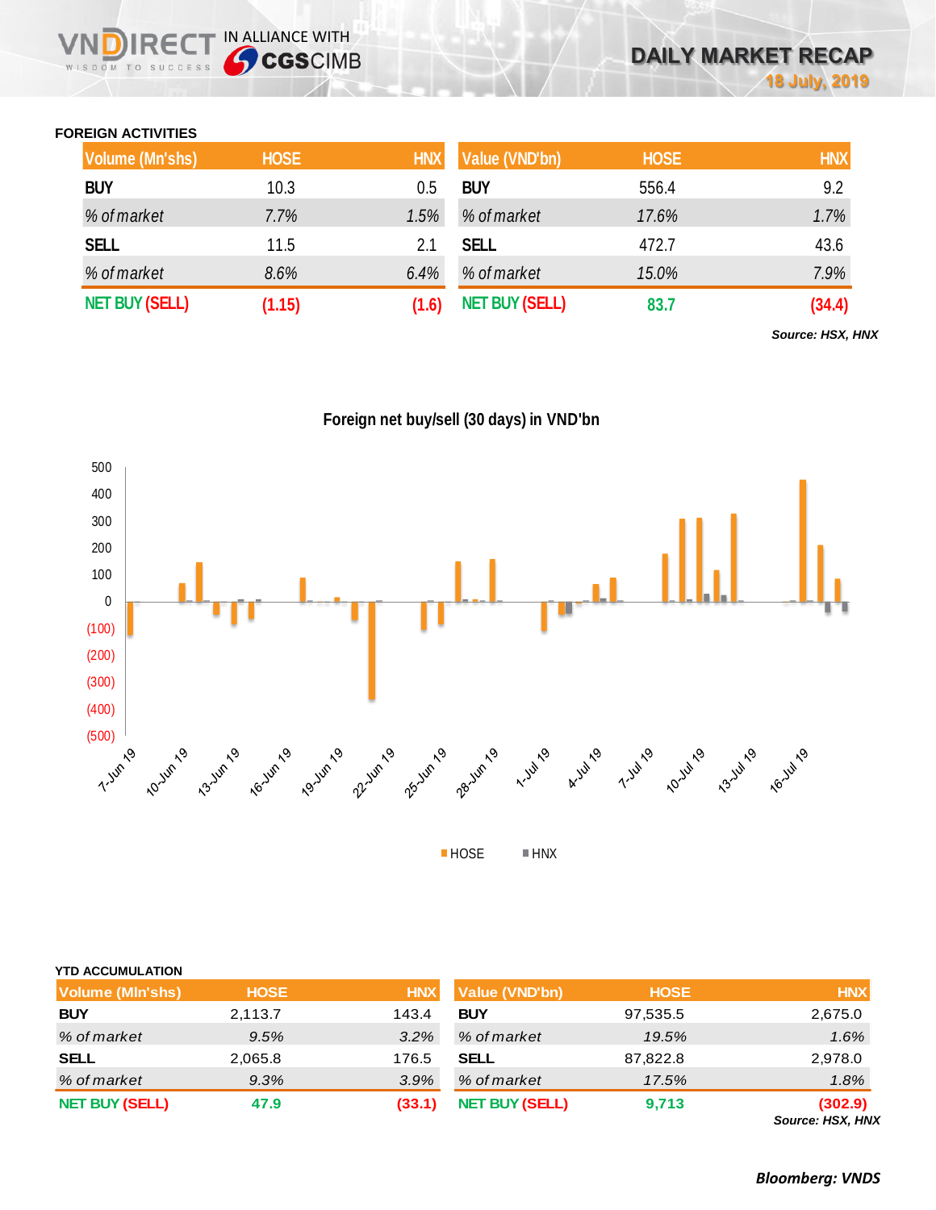# DAILY MARKET RECAP

18 July, 2019

## FOREIGN ACTIVITIES

| Volume (Mn'shs) | HOSE | HNX | Value (VND'bn) | HOSE | HNX |
|---|---|---|---|---|---|
| BUY | 10.3 | 0.5 | BUY | 556.4 | 9.2 |
| *% of market* | *7.7%* | *1.5%* | *% of market* | *17.6%* | *1.7%* |
| SELL | 11.5 | 2.1 | SELL | 472.7 | 43.6 |
| *% of market* | *8.6%* | *6.4%* | *% of market* | *15.0%* | *7.9%* |
| NET BUY (SELL) | (1.15) | (1.6) | NET BUY (SELL) | 83.7 | (34.4) |

*Source: HSX, HNX*

### Foreign net buy/sell (30 days) in VND'bn

## YTD ACCUMULATION

| Volume (Mln'shs) | HOSE | HNX | Value (VND'bn) | HOSE | HNX |
|---|---|---|---|---|---|
| BUY | 2,113.7 | 143.4 | BUY | 97,535.5 | 2,675.0 |
| *% of market* | *9.5%* | *3.2%* | *% of market* | *19.5%* | *1.6%* |
| SELL | 2,065.8 | 176.5 | SELL | 87,822.8 | 2,978.0 |
| *% of market* | *9.3%* | *3.9%* | *% of market* | *17.5%* | *1.8%* |
| NET BUY (SELL) | 47.9 | (33.1) | NET BUY (SELL) | 9,713 | (302.9) |

*Source: HSX, HNX*

***Bloomberg: VNDS***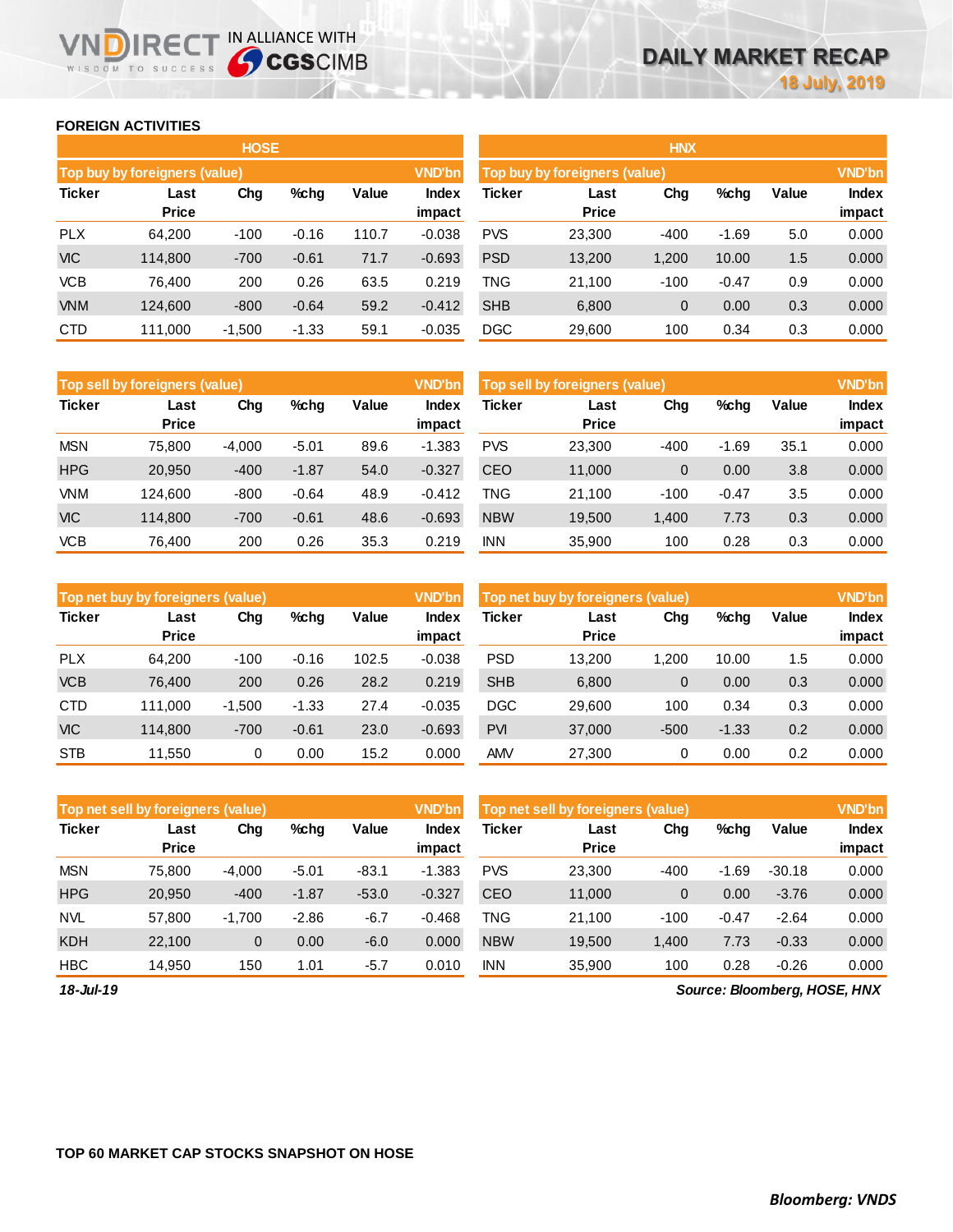## FOREIGN ACTIVITIES

### HOSE

| Top buy by foreigners (value) | | | | | VND'bn |
|---|---|---|---|---|---|
| Ticker | Last Price | Chg | %chg | Value | Index impact |
| PLX | 64,200 | -100 | -0.16 | 110.7 | -0.038 |
| VIC | 114,800 | -700 | -0.61 | 71.7 | -0.693 |
| VCB | 76,400 | 200 | 0.26 | 63.5 | 0.219 |
| VNM | 124,600 | -800 | -0.64 | 59.2 | -0.412 |
| CTD | 111,000 | -1,500 | -1.33 | 59.1 | -0.035 |

| Top sell by foreigners (value) | | | | | VND'bn |
|---|---|---|---|---|---|
| Ticker | Last Price | Chg | %chg | Value | Index impact |
| MSN | 75,800 | -4,000 | -5.01 | 89.6 | -1.383 |
| HPG | 20,950 | -400 | -1.87 | 54.0 | -0.327 |
| VNM | 124,600 | -800 | -0.64 | 48.9 | -0.412 |
| VIC | 114,800 | -700 | -0.61 | 48.6 | -0.693 |
| VCB | 76,400 | 200 | 0.26 | 35.3 | 0.219 |

| Top net buy by foreigners (value) | | | | | VND'bn |
|---|---|---|---|---|---|
| Ticker | Last Price | Chg | %chg | Value | Index impact |
| PLX | 64,200 | -100 | -0.16 | 102.5 | -0.038 |
| VCB | 76,400 | 200 | 0.26 | 28.2 | 0.219 |
| CTD | 111,000 | -1,500 | -1.33 | 27.4 | -0.035 |
| VIC | 114,800 | -700 | -0.61 | 23.0 | -0.693 |
| STB | 11,550 | 0 | 0.00 | 15.2 | 0.000 |

| Top net sell by foreigners (value) | | | | | VND'bn |
|---|---|---|---|---|---|
| Ticker | Last Price | Chg | %chg | Value | Index impact |
| MSN | 75,800 | -4,000 | -5.01 | -83.1 | -1.383 |
| HPG | 20,950 | -400 | -1.87 | -53.0 | -0.327 |
| NVL | 57,800 | -1,700 | -2.86 | -6.7 | -0.468 |
| KDH | 22,100 | 0 | 0.00 | -6.0 | 0.000 |
| HBC | 14,950 | 150 | 1.01 | -5.7 | 0.010 |

### HNX

| Top buy by foreigners (value) | | | | | VND'bn |
|---|---|---|---|---|---|
| Ticker | Last Price | Chg | %chg | Value | Index impact |
| PVS | 23,300 | -400 | -1.69 | 5.0 | 0.000 |
| PSD | 13,200 | 1,200 | 10.00 | 1.5 | 0.000 |
| TNG | 21,100 | -100 | -0.47 | 0.9 | 0.000 |
| SHB | 6,800 | 0 | 0.00 | 0.3 | 0.000 |
| DGC | 29,600 | 100 | 0.34 | 0.3 | 0.000 |

| Top sell by foreigners (value) | | | | | VND'bn |
|---|---|---|---|---|---|
| Ticker | Last Price | Chg | %chg | Value | Index impact |
| PVS | 23,300 | -400 | -1.69 | 35.1 | 0.000 |
| CEO | 11,000 | 0 | 0.00 | 3.8 | 0.000 |
| TNG | 21,100 | -100 | -0.47 | 3.5 | 0.000 |
| NBW | 19,500 | 1,400 | 7.73 | 0.3 | 0.000 |
| INN | 35,900 | 100 | 0.28 | 0.3 | 0.000 |

| Top net buy by foreigners (value) | | | | | VND'bn |
|---|---|---|---|---|---|
| Ticker | Last Price | Chg | %chg | Value | Index impact |
| PSD | 13,200 | 1,200 | 10.00 | 1.5 | 0.000 |
| SHB | 6,800 | 0 | 0.00 | 0.3 | 0.000 |
| DGC | 29,600 | 100 | 0.34 | 0.3 | 0.000 |
| PVI | 37,000 | -500 | -1.33 | 0.2 | 0.000 |
| AMV | 27,300 | 0 | 0.00 | 0.2 | 0.000 |

| Top net sell by foreigners (value) | | | | | VND'bn |
|---|---|---|---|---|---|
| Ticker | Last Price | Chg | %chg | Value | Index impact |
| PVS | 23,300 | -400 | -1.69 | -30.18 | 0.000 |
| CEO | 11,000 | 0 | 0.00 | -3.76 | 0.000 |
| TNG | 21,100 | -100 | -0.47 | -2.64 | 0.000 |
| NBW | 19,500 | 1,400 | 7.73 | -0.33 | 0.000 |
| INN | 35,900 | 100 | 0.28 | -0.26 | 0.000 |

*18-Jul-19*

*Source: Bloomberg, HOSE, HNX*

## TOP 60 MARKET CAP STOCKS SNAPSHOT ON HOSE

*Bloomberg: VNDS*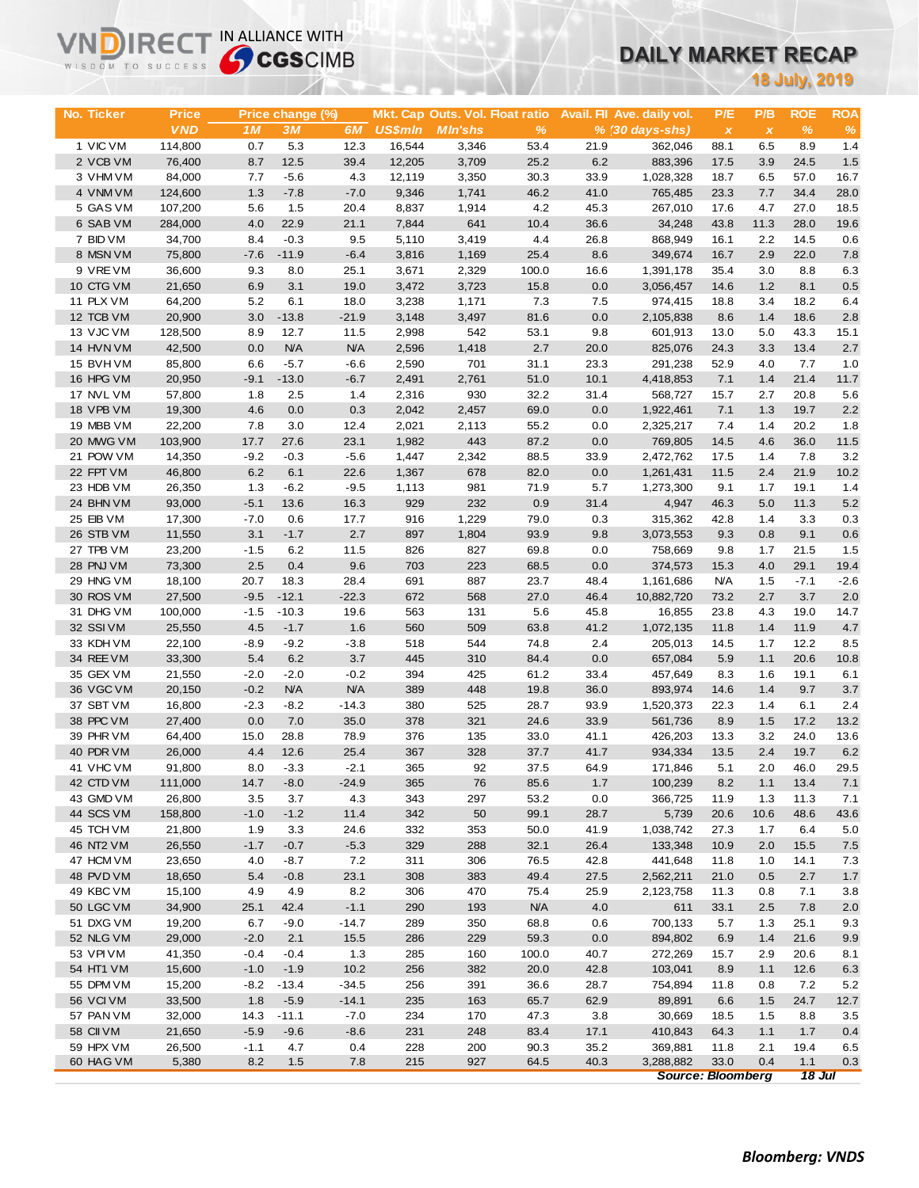VNDIRECT IN ALLIANCE WITH CGSCIMB

# DAILY MARKET RECAP

**18 July, 2019**

| No. | Ticker | Price | Price change (%) | | | Mkt. Cap | Outs. Vol. | Float ratio | Avail. FII | Ave. daily vol. | P/E | P/B | ROE | ROA |
|---|---|---|---|---|---|---|---|---|---|---|---|---|---|---|
| | | VND | 1M | 3M | 6M | US$mln | Mln'shs | % | % | (30 days-shs) | x | x | % | % |
| 1 | VIC VM | 114,800 | 0.7 | 5.3 | 12.3 | 16,544 | 3,346 | 53.4 | 21.9 | 362,046 | 88.1 | 6.5 | 8.9 | 1.4 |
| 2 | VCB VM | 76,400 | 8.7 | 12.5 | 39.4 | 12,205 | 3,709 | 25.2 | 6.2 | 883,396 | 17.5 | 3.9 | 24.5 | 1.5 |
| 3 | VHM VM | 84,000 | 7.7 | -5.6 | 4.3 | 12,119 | 3,350 | 30.3 | 33.9 | 1,028,328 | 18.7 | 6.5 | 57.0 | 16.7 |
| 4 | VNM VM | 124,600 | 1.3 | -7.8 | -7.0 | 9,346 | 1,741 | 46.2 | 41.0 | 765,485 | 23.3 | 7.7 | 34.4 | 28.0 |
| 5 | GAS VM | 107,200 | 5.6 | 1.5 | 20.4 | 8,837 | 1,914 | 4.2 | 45.3 | 267,010 | 17.6 | 4.7 | 27.0 | 18.5 |
| 6 | SAB VM | 284,000 | 4.0 | 22.9 | 21.1 | 7,844 | 641 | 10.4 | 36.6 | 34,248 | 43.8 | 11.3 | 28.0 | 19.6 |
| 7 | BID VM | 34,700 | 8.4 | -0.3 | 9.5 | 5,110 | 3,419 | 4.4 | 26.8 | 868,949 | 16.1 | 2.2 | 14.5 | 0.6 |
| 8 | MSN VM | 75,800 | -7.6 | -11.9 | -6.4 | 3,816 | 1,169 | 25.4 | 8.6 | 349,674 | 16.7 | 2.9 | 22.0 | 7.8 |
| 9 | VRE VM | 36,600 | 9.3 | 8.0 | 25.1 | 3,671 | 2,329 | 100.0 | 16.6 | 1,391,178 | 35.4 | 3.0 | 8.8 | 6.3 |
| 10 | CTG VM | 21,650 | 6.9 | 3.1 | 19.0 | 3,472 | 3,723 | 15.8 | 0.0 | 3,056,457 | 14.6 | 1.2 | 8.1 | 0.5 |
| 11 | PLX VM | 64,200 | 5.2 | 6.1 | 18.0 | 3,238 | 1,171 | 7.3 | 7.5 | 974,415 | 18.8 | 3.4 | 18.2 | 6.4 |
| 12 | TCB VM | 20,900 | 3.0 | -13.8 | -21.9 | 3,148 | 3,497 | 81.6 | 0.0 | 2,105,838 | 8.6 | 1.4 | 18.6 | 2.8 |
| 13 | VJC VM | 128,500 | 8.9 | 12.7 | 11.5 | 2,998 | 542 | 53.1 | 9.8 | 601,913 | 13.0 | 5.0 | 43.3 | 15.1 |
| 14 | HVN VM | 42,500 | 0.0 | N/A | N/A | 2,596 | 1,418 | 2.7 | 20.0 | 825,076 | 24.3 | 3.3 | 13.4 | 2.7 |
| 15 | BVH VM | 85,800 | 6.6 | -5.7 | -6.6 | 2,590 | 701 | 31.1 | 23.3 | 291,238 | 52.9 | 4.0 | 7.7 | 1.0 |
| 16 | HPG VM | 20,950 | -9.1 | -13.0 | -6.7 | 2,491 | 2,761 | 51.0 | 10.1 | 4,418,853 | 7.1 | 1.4 | 21.4 | 11.7 |
| 17 | NVL VM | 57,800 | 1.8 | 2.5 | 1.4 | 2,316 | 930 | 32.2 | 31.4 | 568,727 | 15.7 | 2.7 | 20.8 | 5.6 |
| 18 | VPB VM | 19,300 | 4.6 | 0.0 | 0.3 | 2,042 | 2,457 | 69.0 | 0.0 | 1,922,461 | 7.1 | 1.3 | 19.7 | 2.2 |
| 19 | MBB VM | 22,200 | 7.8 | 3.0 | 12.4 | 2,021 | 2,113 | 55.2 | 0.0 | 2,325,217 | 7.4 | 1.4 | 20.2 | 1.8 |
| 20 | MWG VM | 103,900 | 17.7 | 27.6 | 23.1 | 1,982 | 443 | 87.2 | 0.0 | 769,805 | 14.5 | 4.6 | 36.0 | 11.5 |
| 21 | POW VM | 14,350 | -9.2 | -0.3 | -5.6 | 1,447 | 2,342 | 88.5 | 33.9 | 2,472,762 | 17.5 | 1.4 | 7.8 | 3.2 |
| 22 | FPT VM | 46,800 | 6.2 | 6.1 | 22.6 | 1,367 | 678 | 82.0 | 0.0 | 1,261,431 | 11.5 | 2.4 | 21.9 | 10.2 |
| 23 | HDB VM | 26,350 | 1.3 | -6.2 | -9.5 | 1,113 | 981 | 71.9 | 5.7 | 1,273,300 | 9.1 | 1.7 | 19.1 | 1.4 |
| 24 | BHN VM | 93,000 | -5.1 | 13.6 | 16.3 | 929 | 232 | 0.9 | 31.4 | 4,947 | 46.3 | 5.0 | 11.3 | 5.2 |
| 25 | EIB VM | 17,300 | -7.0 | 0.6 | 17.7 | 916 | 1,229 | 79.0 | 0.3 | 315,362 | 42.8 | 1.4 | 3.3 | 0.3 |
| 26 | STB VM | 11,550 | 3.1 | -1.7 | 2.7 | 897 | 1,804 | 93.9 | 9.8 | 3,073,553 | 9.3 | 0.8 | 9.1 | 0.6 |
| 27 | TPB VM | 23,200 | -1.5 | 6.2 | 11.5 | 826 | 827 | 69.8 | 0.0 | 758,669 | 9.8 | 1.7 | 21.5 | 1.5 |
| 28 | PNJ VM | 73,300 | 2.5 | 0.4 | 9.6 | 703 | 223 | 68.5 | 0.0 | 374,573 | 15.3 | 4.0 | 29.1 | 19.4 |
| 29 | HNG VM | 18,100 | 20.7 | 18.3 | 28.4 | 691 | 887 | 23.7 | 48.4 | 1,161,686 | N/A | 1.5 | -7.1 | -2.6 |
| 30 | ROS VM | 27,500 | -9.5 | -12.1 | -22.3 | 672 | 568 | 27.0 | 46.4 | 10,882,720 | 73.2 | 2.7 | 3.7 | 2.0 |
| 31 | DHG VM | 100,000 | -1.5 | -10.3 | 19.6 | 563 | 131 | 5.6 | 45.8 | 16,855 | 23.8 | 4.3 | 19.0 | 14.7 |
| 32 | SSI VM | 25,550 | 4.5 | -1.7 | 1.6 | 560 | 509 | 63.8 | 41.2 | 1,072,135 | 11.8 | 1.4 | 11.9 | 4.7 |
| 33 | KDH VM | 22,100 | -8.9 | -9.2 | -3.8 | 518 | 544 | 74.8 | 2.4 | 205,013 | 14.5 | 1.7 | 12.2 | 8.5 |
| 34 | REE VM | 33,300 | 5.4 | 6.2 | 3.7 | 445 | 310 | 84.4 | 0.0 | 657,084 | 5.9 | 1.1 | 20.6 | 10.8 |
| 35 | GEX VM | 21,550 | -2.0 | -2.0 | -0.2 | 394 | 425 | 61.2 | 33.4 | 457,649 | 8.3 | 1.6 | 19.1 | 6.1 |
| 36 | VGC VM | 20,150 | -0.2 | N/A | N/A | 389 | 448 | 19.8 | 36.0 | 893,974 | 14.6 | 1.4 | 9.7 | 3.7 |
| 37 | SBT VM | 16,800 | -2.3 | -8.2 | -14.3 | 380 | 525 | 28.7 | 93.9 | 1,520,373 | 22.3 | 1.4 | 6.1 | 2.4 |
| 38 | PPC VM | 27,400 | 0.0 | 7.0 | 35.0 | 378 | 321 | 24.6 | 33.9 | 561,736 | 8.9 | 1.5 | 17.2 | 13.2 |
| 39 | PHR VM | 64,400 | 15.0 | 28.8 | 78.9 | 376 | 135 | 33.0 | 41.1 | 426,203 | 13.3 | 3.2 | 24.0 | 13.6 |
| 40 | PDR VM | 26,000 | 4.4 | 12.6 | 25.4 | 367 | 328 | 37.7 | 41.7 | 934,334 | 13.5 | 2.4 | 19.7 | 6.2 |
| 41 | VHC VM | 91,800 | 8.0 | -3.3 | -2.1 | 365 | 92 | 37.5 | 64.9 | 171,846 | 5.1 | 2.0 | 46.0 | 29.5 |
| 42 | CTD VM | 111,000 | 14.7 | -8.0 | -24.9 | 365 | 76 | 85.6 | 1.7 | 100,239 | 8.2 | 1.1 | 13.4 | 7.1 |
| 43 | GMD VM | 26,800 | 3.5 | 3.7 | 4.3 | 343 | 297 | 53.2 | 0.0 | 366,725 | 11.9 | 1.3 | 11.3 | 7.1 |
| 44 | SCS VM | 158,800 | -1.0 | -1.2 | 11.4 | 342 | 50 | 99.1 | 28.7 | 5,739 | 20.6 | 10.6 | 48.6 | 43.6 |
| 45 | TCH VM | 21,800 | 1.9 | 3.3 | 24.6 | 332 | 353 | 50.0 | 41.9 | 1,038,742 | 27.3 | 1.7 | 6.4 | 5.0 |
| 46 | NT2 VM | 26,550 | -1.7 | -0.7 | -5.3 | 329 | 288 | 32.1 | 26.4 | 133,348 | 10.9 | 2.0 | 15.5 | 7.5 |
| 47 | HCM VM | 23,650 | 4.0 | -8.7 | 7.2 | 311 | 306 | 76.5 | 42.8 | 441,648 | 11.8 | 1.0 | 14.1 | 7.3 |
| 48 | PVD VM | 18,650 | 5.4 | -0.8 | 23.1 | 308 | 383 | 49.4 | 27.5 | 2,562,211 | 21.0 | 0.5 | 2.7 | 1.7 |
| 49 | KBC VM | 15,100 | 4.9 | 4.9 | 8.2 | 306 | 470 | 75.4 | 25.9 | 2,123,758 | 11.3 | 0.8 | 7.1 | 3.8 |
| 50 | LGC VM | 34,900 | 25.1 | 42.4 | -1.1 | 290 | 193 | N/A | 4.0 | 611 | 33.1 | 2.5 | 7.8 | 2.0 |
| 51 | DXG VM | 19,200 | 6.7 | -9.0 | -14.7 | 289 | 350 | 68.8 | 0.6 | 700,133 | 5.7 | 1.3 | 25.1 | 9.3 |
| 52 | NLG VM | 29,000 | -2.0 | 2.1 | 15.5 | 286 | 229 | 59.3 | 0.0 | 894,802 | 6.9 | 1.4 | 21.6 | 9.9 |
| 53 | VPI VM | 41,350 | -0.4 | -0.4 | 1.3 | 285 | 160 | 100.0 | 40.7 | 272,269 | 15.7 | 2.9 | 20.6 | 8.1 |
| 54 | HT1 VM | 15,600 | -1.0 | -1.9 | 10.2 | 256 | 382 | 20.0 | 42.8 | 103,041 | 8.9 | 1.1 | 12.6 | 6.3 |
| 55 | DPM VM | 15,200 | -8.2 | -13.4 | -34.5 | 256 | 391 | 36.6 | 28.7 | 754,894 | 11.8 | 0.8 | 7.2 | 5.2 |
| 56 | VCI VM | 33,500 | 1.8 | -5.9 | -14.1 | 235 | 163 | 65.7 | 62.9 | 89,891 | 6.6 | 1.5 | 24.7 | 12.7 |
| 57 | PAN VM | 32,000 | 14.3 | -11.1 | -7.0 | 234 | 170 | 47.3 | 3.8 | 30,669 | 18.5 | 1.5 | 8.8 | 3.5 |
| 58 | CII VM | 21,650 | -5.9 | -9.6 | -8.6 | 231 | 248 | 83.4 | 17.1 | 410,843 | 64.3 | 1.1 | 1.7 | 0.4 |
| 59 | HPX VM | 26,500 | -1.1 | 4.7 | 0.4 | 228 | 200 | 90.3 | 35.2 | 369,881 | 11.8 | 2.1 | 19.4 | 6.5 |
| 60 | HAG VM | 5,380 | 8.2 | 1.5 | 7.8 | 215 | 927 | 64.5 | 40.3 | 3,288,882 | 33.0 | 0.4 | 1.1 | 0.3 |

*Source: Bloomberg* 18 Jul

**Bloomberg: VNDS**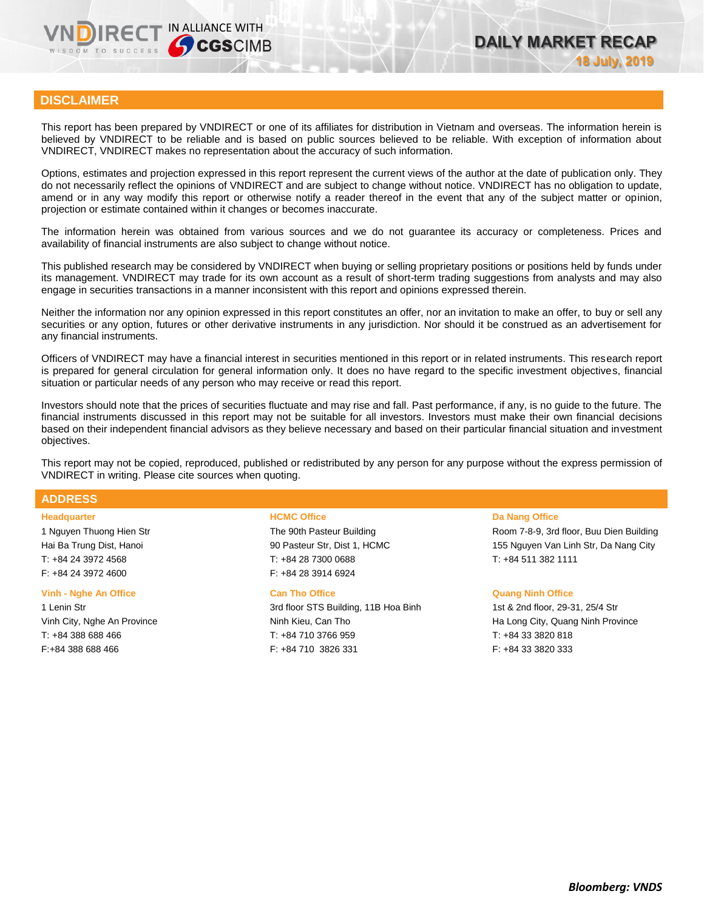## DISCLAIMER

This report has been prepared by VNDIRECT or one of its affiliates for distribution in Vietnam and overseas. The information herein is believed by VNDIRECT to be reliable and is based on public sources believed to be reliable. With exception of information about VNDIRECT, VNDIRECT makes no representation about the accuracy of such information.

Options, estimates and projection expressed in this report represent the current views of the author at the date of publication only. They do not necessarily reflect the opinions of VNDIRECT and are subject to change without notice. VNDIRECT has no obligation to update, amend or in any way modify this report or otherwise notify a reader thereof in the event that any of the subject matter or opinion, projection or estimate contained within it changes or becomes inaccurate.

The information herein was obtained from various sources and we do not guarantee its accuracy or completeness. Prices and availability of financial instruments are also subject to change without notice.

This published research may be considered by VNDIRECT when buying or selling proprietary positions or positions held by funds under its management. VNDIRECT may trade for its own account as a result of short-term trading suggestions from analysts and may also engage in securities transactions in a manner inconsistent with this report and opinions expressed therein.

Neither the information nor any opinion expressed in this report constitutes an offer, nor an invitation to make an offer, to buy or sell any securities or any option, futures or other derivative instruments in any jurisdiction. Nor should it be construed as an advertisement for any financial instruments.

Officers of VNDIRECT may have a financial interest in securities mentioned in this report or in related instruments. This research report is prepared for general circulation for general information only. It does no have regard to the specific investment objectives, financial situation or particular needs of any person who may receive or read this report.

Investors should note that the prices of securities fluctuate and may rise and fall. Past performance, if any, is no guide to the future. The financial instruments discussed in this report may not be suitable for all investors. Investors must make their own financial decisions based on their independent financial advisors as they believe necessary and based on their particular financial situation and investment objectives.

This report may not be copied, reproduced, published or redistributed by any person for any purpose without the express permission of VNDIRECT in writing. Please cite sources when quoting.

## ADDRESS

**Headquarter**
1 Nguyen Thuong Hien Str
Hai Ba Trung Dist, Hanoi
T: +84 24 3972 4568
F: +84 24 3972 4600

**HCMC Office**
The 90th Pasteur Building
90 Pasteur Str, Dist 1, HCMC
T: +84 28 7300 0688
F: +84 28 3914 6924

**Da Nang Office**
Room 7-8-9, 3rd floor, Buu Dien Building
155 Nguyen Van Linh Str, Da Nang City
T: +84 511 382 1111

**Vinh - Nghe An Office**
1 Lenin Str
Vinh City, Nghe An Province
T: +84 388 688 466
F:+84 388 688 466

**Can Tho Office**
3rd floor STS Building, 11B Hoa Binh
Ninh Kieu, Can Tho
T: +84 710 3766 959
F: +84 710 3826 331

**Quang Ninh Office**
1st & 2nd floor, 29-31, 25/4 Str
Ha Long City, Quang Ninh Province
T: +84 33 3820 818
F: +84 33 3820 333

***Bloomberg: VNDS***